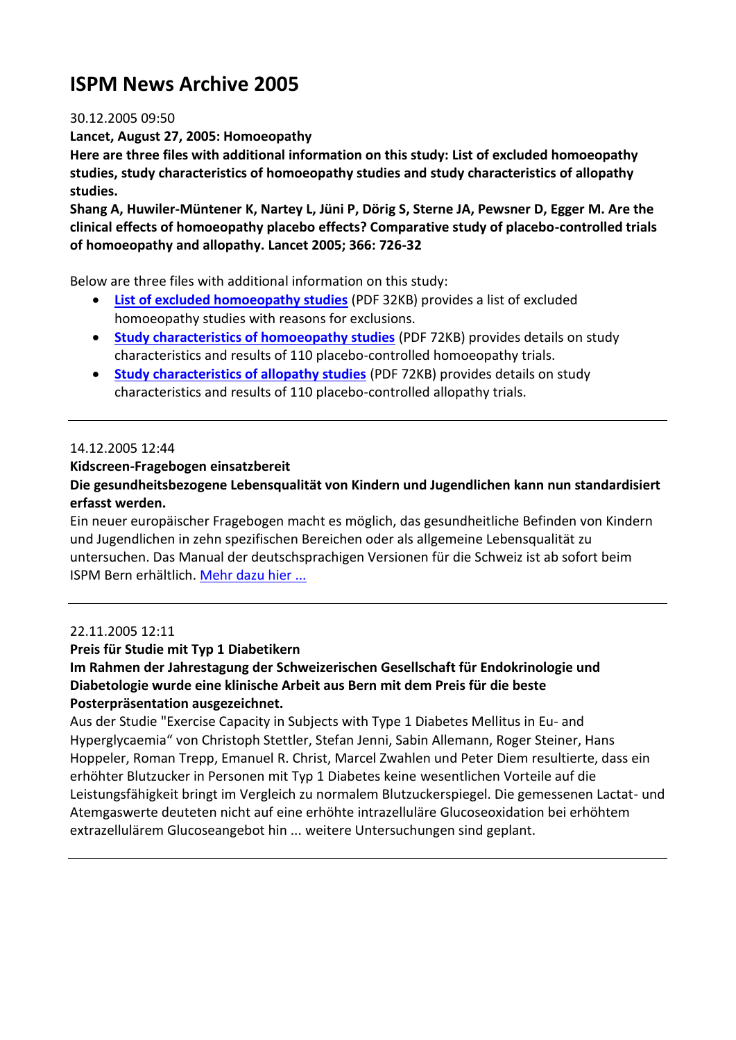# ISPM News Archive 2005

30.12.2005 09:50

**Lancet, August 27, 2005: Homoeopathy**

**Here are three files with additional information on this study: List of excluded homoeopathy studies, study characteristics of homoeopathy studies and study characteristics of allopathy studies.**

**Shang A, Huwiler-Müntener K, Nartey L, Jüni P, Dörig S, Sterne JA, Pewsner D, Egger M. Are the clinical effects of homoeopathy placebo effects? Comparative study of placebo-controlled trials of homoeopathy and allopathy. Lancet 2005; 366: 726-32**

Below are three files with additional information on this study:

- **List of excluded homoeopathy studies** (PDF 32KB) provides a list of excluded homoeopathy studies with reasons for exclusions.
- **Study characteristics of homoeopathy studies** (PDF 72KB) provides details on study characteristics and results of 110 placebo-controlled homoeopathy trials.
- **Study characteristics of allopathy studies** (PDF 72KB) provides details on study characteristics and results of 110 placebo-controlled allopathy trials.

---

14.12.2005 12:44

**Kidscreen-Fragebogen einsatzbereit**

**Die gesundheitsbezogene Lebensqualität von Kindern und Jugendlichen kann nun standardisiert erfasst werden.**

Ein neuer europäischer Fragebogen macht es möglich, das gesundheitliche Befinden von Kindern und Jugendlichen in zehn spezifischen Bereichen oder als allgemeine Lebensqualität zu untersuchen. Das Manual der deutschsprachigen Versionen für die Schweiz ist ab sofort beim ISPM Bern erhältlich. Mehr dazu hier ...

---

22.11.2005 12:11

**Preis für Studie mit Typ 1 Diabetikern**

**Im Rahmen der Jahrestagung der Schweizerischen Gesellschaft für Endokrinologie und Diabetologie wurde eine klinische Arbeit aus Bern mit dem Preis für die beste Posterpräsentation ausgezeichnet.**

Aus der Studie "Exercise Capacity in Subjects with Type 1 Diabetes Mellitus in Eu- and Hyperglycaemia“ von Christoph Stettler, Stefan Jenni, Sabin Allemann, Roger Steiner, Hans Hoppeler, Roman Trepp, Emanuel R. Christ, Marcel Zwahlen und Peter Diem resultierte, dass ein erhöhter Blutzucker in Personen mit Typ 1 Diabetes keine wesentlichen Vorteile auf die Leistungsfähigkeit bringt im Vergleich zu normalem Blutzuckerspiegel. Die gemessenen Lactat- und Atemgaswerte deuteten nicht auf eine erhöhte intrazelluläre Glucoseoxidation bei erhöhtem extrazellulärem Glucoseangebot hin ... weitere Untersuchungen sind geplant.

---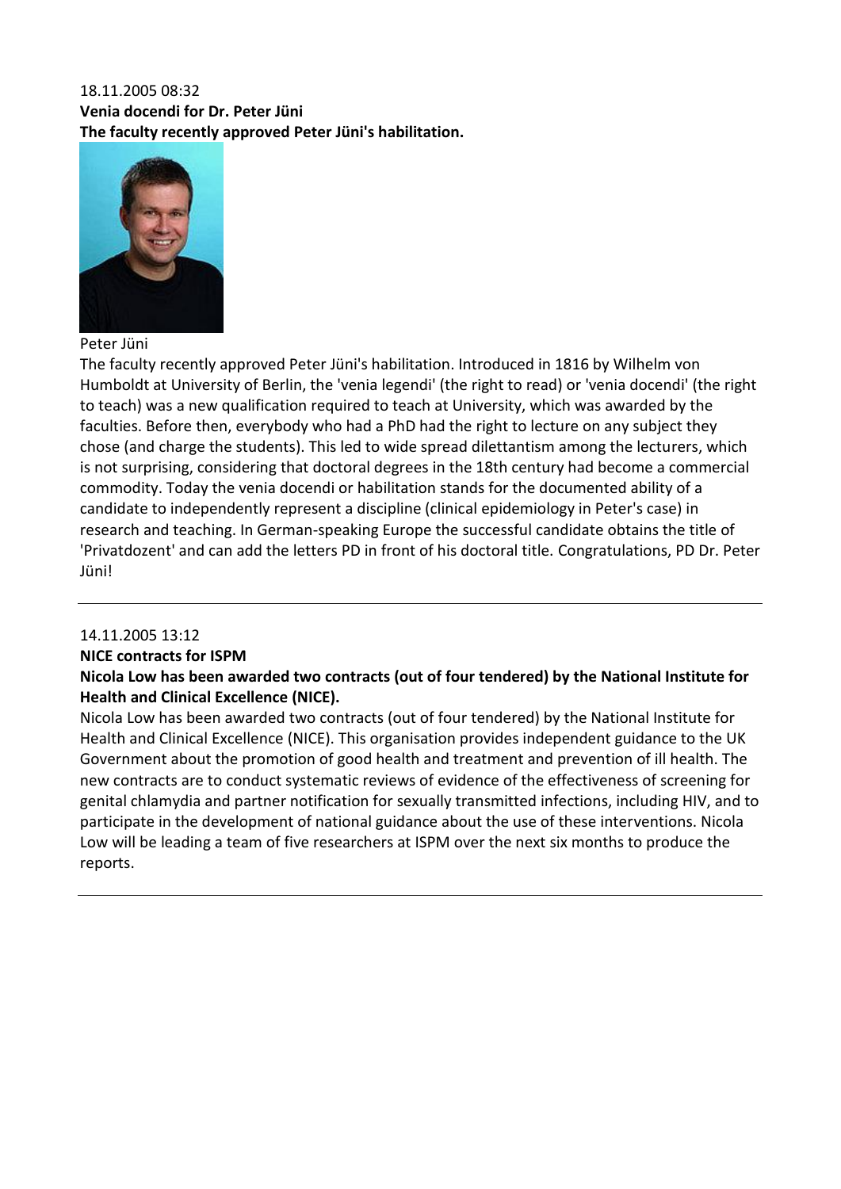18.11.2005 08:32

**Venia docendi for Dr. Peter Jüni**

**The faculty recently approved Peter Jüni's habilitation.**

Peter Jüni

The faculty recently approved Peter Jüni's habilitation. Introduced in 1816 by Wilhelm von Humboldt at University of Berlin, the 'venia legendi' (the right to read) or 'venia docendi' (the right to teach) was a new qualification required to teach at University, which was awarded by the faculties. Before then, everybody who had a PhD had the right to lecture on any subject they chose (and charge the students). This led to wide spread dilettantism among the lecturers, which is not surprising, considering that doctoral degrees in the 18th century had become a commercial commodity. Today the venia docendi or habilitation stands for the documented ability of a candidate to independently represent a discipline (clinical epidemiology in Peter's case) in research and teaching. In German-speaking Europe the successful candidate obtains the title of 'Privatdozent' and can add the letters PD in front of his doctoral title. Congratulations, PD Dr. Peter Jüni!

---

14.11.2005 13:12

**NICE contracts for ISPM**

**Nicola Low has been awarded two contracts (out of four tendered) by the National Institute for Health and Clinical Excellence (NICE).**

Nicola Low has been awarded two contracts (out of four tendered) by the National Institute for Health and Clinical Excellence (NICE). This organisation provides independent guidance to the UK Government about the promotion of good health and treatment and prevention of ill health. The new contracts are to conduct systematic reviews of evidence of the effectiveness of screening for genital chlamydia and partner notification for sexually transmitted infections, including HIV, and to participate in the development of national guidance about the use of these interventions. Nicola Low will be leading a team of five researchers at ISPM over the next six months to produce the reports.

---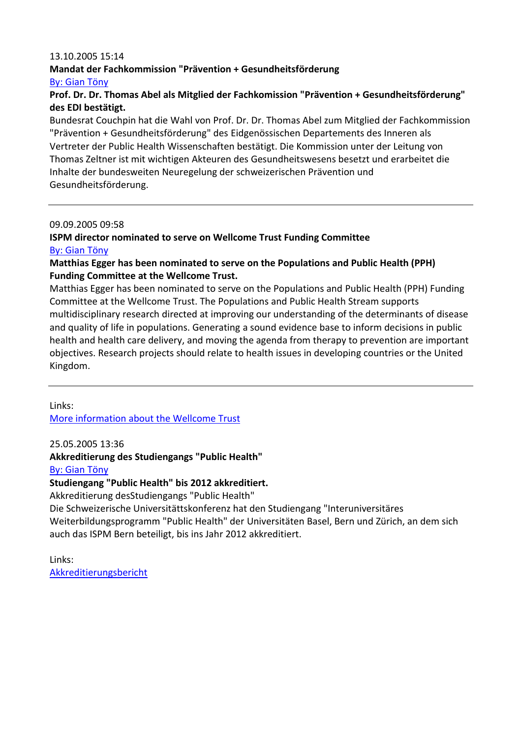13.10.2005 15:14

**Mandat der Fachkommission "Prävention + Gesundheitsförderung**

By: Gian Töny

**Prof. Dr. Dr. Thomas Abel als Mitglied der Fachkomission "Prävention + Gesundheitsförderung" des EDI bestätigt.**

Bundesrat Couchpin hat die Wahl von Prof. Dr. Dr. Thomas Abel zum Mitglied der Fachkommission "Prävention + Gesundheitsförderung" des Eidgenössischen Departementes des Inneren als Vertreter der Public Health Wissenschaften bestätigt. Die Kommission unter der Leitung von Thomas Zeltner ist mit wichtigen Akteuren des Gesundheitswesens besetzt und erarbeitet die Inhalte der bundesweiten Neuregelung der schweizerischen Prävention und Gesundheitsförderung.

---

09.09.2005 09:58

**ISPM director nominated to serve on Wellcome Trust Funding Committee**

By: Gian Töny

**Matthias Egger has been nominated to serve on the Populations and Public Health (PPH) Funding Committee at the Wellcome Trust.**

Matthias Egger has been nominated to serve on the Populations and Public Health (PPH) Funding Committee at the Wellcome Trust. The Populations and Public Health Stream supports multidisciplinary research directed at improving our understanding of the determinants of disease and quality of life in populations. Generating a sound evidence base to inform decisions in public health and health care delivery, and moving the agenda from therapy to prevention are important objectives. Research projects should relate to health issues in developing countries or the United Kingdom.

---

Links:
More information about the Wellcome Trust

25.05.2005 13:36

**Akkreditierung des Studiengangs "Public Health"**

By: Gian Töny

**Studiengang "Public Health" bis 2012 akkreditiert.**

Akkreditierung desStudiengangs "Public Health"
Die Schweizerische Universitättskonferenz hat den Studiengang "Interuniversitäres Weiterbildungsprogramm "Public Health" der Universitäten Basel, Bern und Zürich, an dem sich auch das ISPM Bern beteiligt, bis ins Jahr 2012 akkreditiert.

Links:
Akkreditierungsbericht